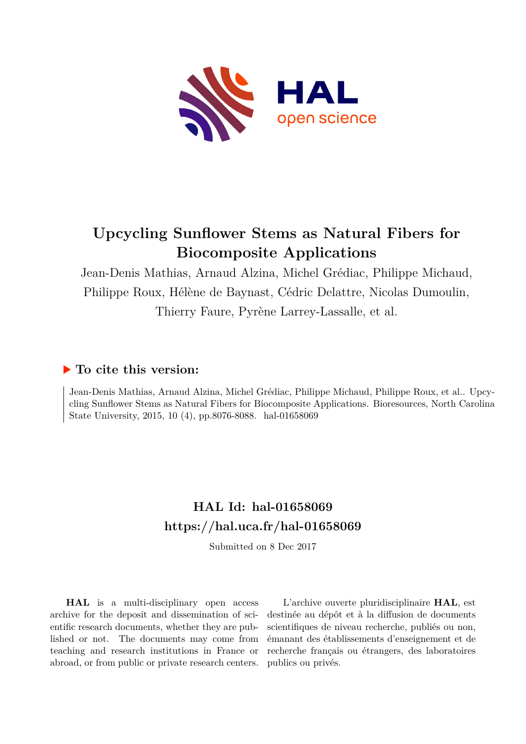# Upcycling Sunflower Stems as Natural Fibers for Biocomposite Applications

Jean-Denis Mathias, Arnaud Alzina, Michel Grédiac, Philippe Michaud, Philippe Roux, Hélène de Baynast, Cédric Delattre, Nicolas Dumoulin, Thierry Faure, Pyrène Larrey-Lassalle, et al.

## ▶ To cite this version:

Jean-Denis Mathias, Arnaud Alzina, Michel Grédiac, Philippe Michaud, Philippe Roux, et al.. Upcycling Sunflower Stems as Natural Fibers for Biocomposite Applications. Bioresources, North Carolina State University, 2015, 10 (4), pp.8076-8088. hal-01658069

## HAL Id: hal-01658069

## https://hal.uca.fr/hal-01658069

Submitted on 8 Dec 2017

**HAL** is a multi-disciplinary open access archive for the deposit and dissemination of scientific research documents, whether they are published or not. The documents may come from teaching and research institutions in France or abroad, or from public or private research centers.

L'archive ouverte pluridisciplinaire **HAL**, est destinée au dépôt et à la diffusion de documents scientifiques de niveau recherche, publiés ou non, émanant des établissements d'enseignement et de recherche français ou étrangers, des laboratoires publics ou privés.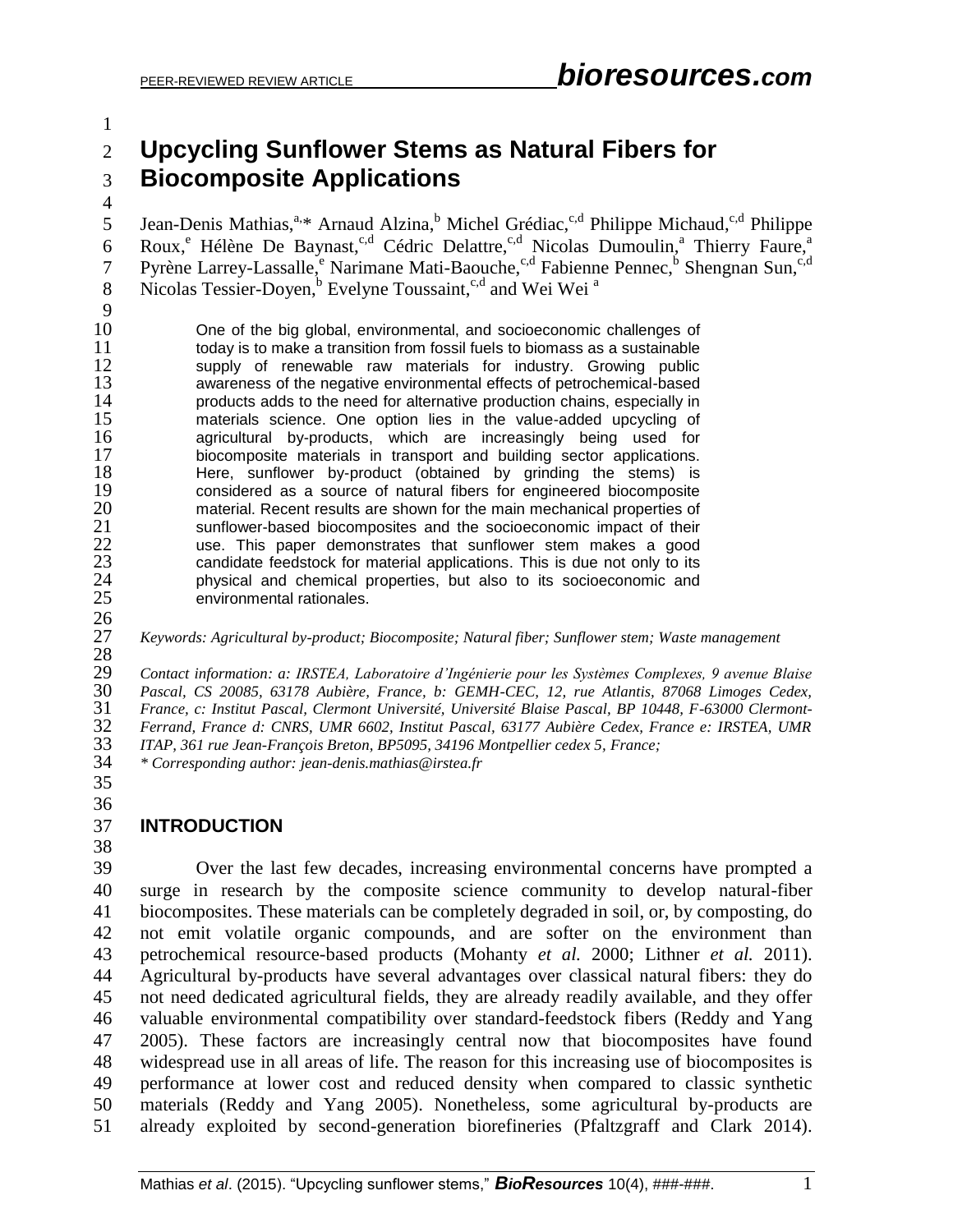# Upcycling Sunflower Stems as Natural Fibers for Biocomposite Applications

Jean-Denis Mathias,[a,*] Arnaud Alzina,[b] Michel Grédiac,[c,d] Philippe Michaud,[c,d] Philippe Roux,[e] Hélène De Baynast,[c,d] Cédric Delattre,[c,d] Nicolas Dumoulin,[a] Thierry Faure,[a] Pyrène Larrey-Lassalle,[e] Narimane Mati-Baouche,[c,d] Fabienne Pennec,[b] Shengnan Sun,[c,d] Nicolas Tessier-Doyen,[b] Evelyne Toussaint,[c,d] and Wei Wei [a]

> One of the big global, environmental, and socioeconomic challenges of today is to make a transition from fossil fuels to biomass as a sustainable supply of renewable raw materials for industry. Growing public awareness of the negative environmental effects of petrochemical-based products adds to the need for alternative production chains, especially in materials science. One option lies in the value-added upcycling of agricultural by-products, which are increasingly being used for biocomposite materials in transport and building sector applications. Here, sunflower by-product (obtained by grinding the stems) is considered as a source of natural fibers for engineered biocomposite material. Recent results are shown for the main mechanical properties of sunflower-based biocomposites and the socioeconomic impact of their use. This paper demonstrates that sunflower stem makes a good candidate feedstock for material applications. This is due not only to its physical and chemical properties, but also to its socioeconomic and environmental rationales.

*Keywords: Agricultural by-product; Biocomposite; Natural fiber; Sunflower stem; Waste management*

*Contact information: a: IRSTEA, Laboratoire d'Ingénierie pour les Systèmes Complexes, 9 avenue Blaise Pascal, CS 20085, 63178 Aubière, France, b: GEMH-CEC, 12, rue Atlantis, 87068 Limoges Cedex, France, c: Institut Pascal, Clermont Université, Université Blaise Pascal, BP 10448, F-63000 Clermont-Ferrand, France d: CNRS, UMR 6602, Institut Pascal, 63177 Aubière Cedex, France e: IRSTEA, UMR ITAP, 361 rue Jean-François Breton, BP5095, 34196 Montpellier cedex 5, France;*
*\* Corresponding author: jean-denis.mathias@irstea.fr*

## INTRODUCTION

Over the last few decades, increasing environmental concerns have prompted a surge in research by the composite science community to develop natural-fiber biocomposites. These materials can be completely degraded in soil, or, by composting, do not emit volatile organic compounds, and are softer on the environment than petrochemical resource-based products (Mohanty *et al.* 2000; Lithner *et al.* 2011). Agricultural by-products have several advantages over classical natural fibers: they do not need dedicated agricultural fields, they are already readily available, and they offer valuable environmental compatibility over standard-feedstock fibers (Reddy and Yang 2005). These factors are increasingly central now that biocomposites have found widespread use in all areas of life. The reason for this increasing use of biocomposites is performance at lower cost and reduced density when compared to classic synthetic materials (Reddy and Yang 2005). Nonetheless, some agricultural by-products are already exploited by second-generation biorefineries (Pfaltzgraff and Clark 2014).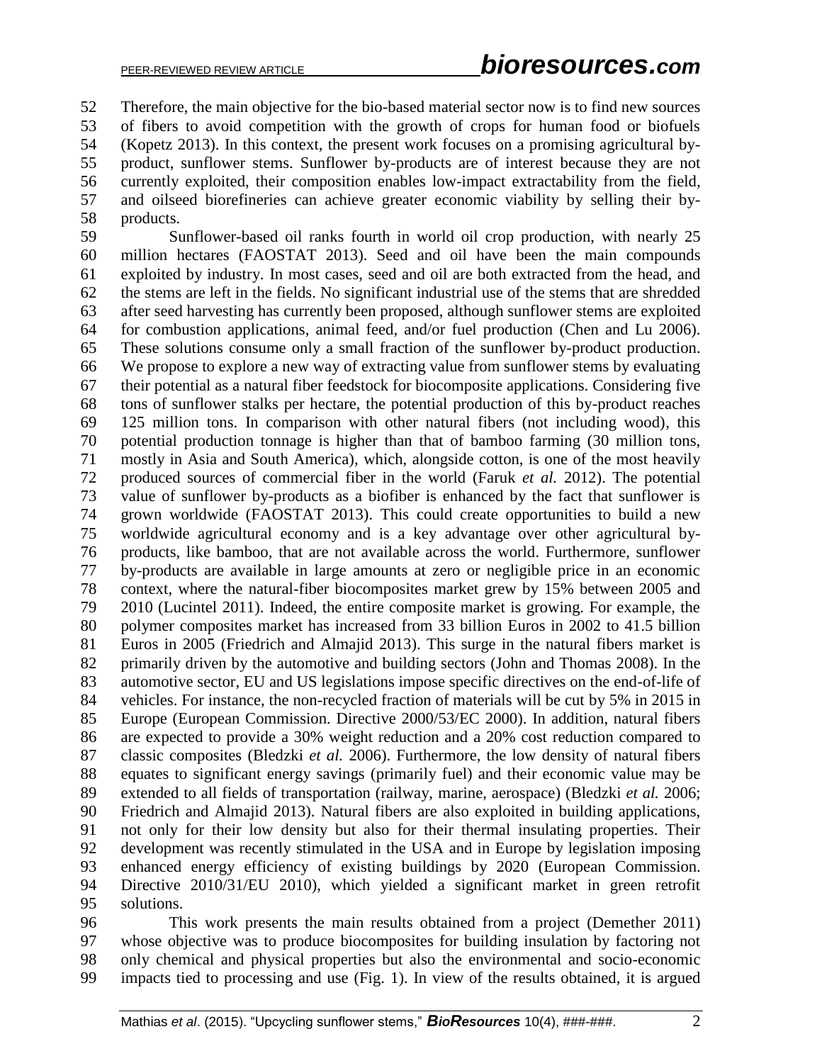Therefore, the main objective for the bio-based material sector now is to find new sources of fibers to avoid competition with the growth of crops for human food or biofuels (Kopetz 2013). In this context, the present work focuses on a promising agricultural by-product, sunflower stems. Sunflower by-products are of interest because they are not currently exploited, their composition enables low-impact extractability from the field, and oilseed biorefineries can achieve greater economic viability by selling their by-products.

Sunflower-based oil ranks fourth in world oil crop production, with nearly 25 million hectares (FAOSTAT 2013). Seed and oil have been the main compounds exploited by industry. In most cases, seed and oil are both extracted from the head, and the stems are left in the fields. No significant industrial use of the stems that are shredded after seed harvesting has currently been proposed, although sunflower stems are exploited for combustion applications, animal feed, and/or fuel production (Chen and Lu 2006). These solutions consume only a small fraction of the sunflower by-product production. We propose to explore a new way of extracting value from sunflower stems by evaluating their potential as a natural fiber feedstock for biocomposite applications. Considering five tons of sunflower stalks per hectare, the potential production of this by-product reaches 125 million tons. In comparison with other natural fibers (not including wood), this potential production tonnage is higher than that of bamboo farming (30 million tons, mostly in Asia and South America), which, alongside cotton, is one of the most heavily produced sources of commercial fiber in the world (Faruk *et al.* 2012). The potential value of sunflower by-products as a biofiber is enhanced by the fact that sunflower is grown worldwide (FAOSTAT 2013). This could create opportunities to build a new worldwide agricultural economy and is a key advantage over other agricultural by-products, like bamboo, that are not available across the world. Furthermore, sunflower by-products are available in large amounts at zero or negligible price in an economic context, where the natural-fiber biocomposites market grew by 15% between 2005 and 2010 (Lucintel 2011). Indeed, the entire composite market is growing. For example, the polymer composites market has increased from 33 billion Euros in 2002 to 41.5 billion Euros in 2005 (Friedrich and Almajid 2013). This surge in the natural fibers market is primarily driven by the automotive and building sectors (John and Thomas 2008). In the automotive sector, EU and US legislations impose specific directives on the end-of-life of vehicles. For instance, the non-recycled fraction of materials will be cut by 5% in 2015 in Europe (European Commission. Directive 2000/53/EC 2000). In addition, natural fibers are expected to provide a 30% weight reduction and a 20% cost reduction compared to classic composites (Bledzki *et al.* 2006). Furthermore, the low density of natural fibers equates to significant energy savings (primarily fuel) and their economic value may be extended to all fields of transportation (railway, marine, aerospace) (Bledzki *et al.* 2006; Friedrich and Almajid 2013). Natural fibers are also exploited in building applications, not only for their low density but also for their thermal insulating properties. Their development was recently stimulated in the USA and in Europe by legislation imposing enhanced energy efficiency of existing buildings by 2020 (European Commission. Directive 2010/31/EU 2010), which yielded a significant market in green retrofit solutions.

This work presents the main results obtained from a project (Demether 2011) whose objective was to produce biocomposites for building insulation by factoring not only chemical and physical properties but also the environmental and socio-economic impacts tied to processing and use (Fig. 1). In view of the results obtained, it is argued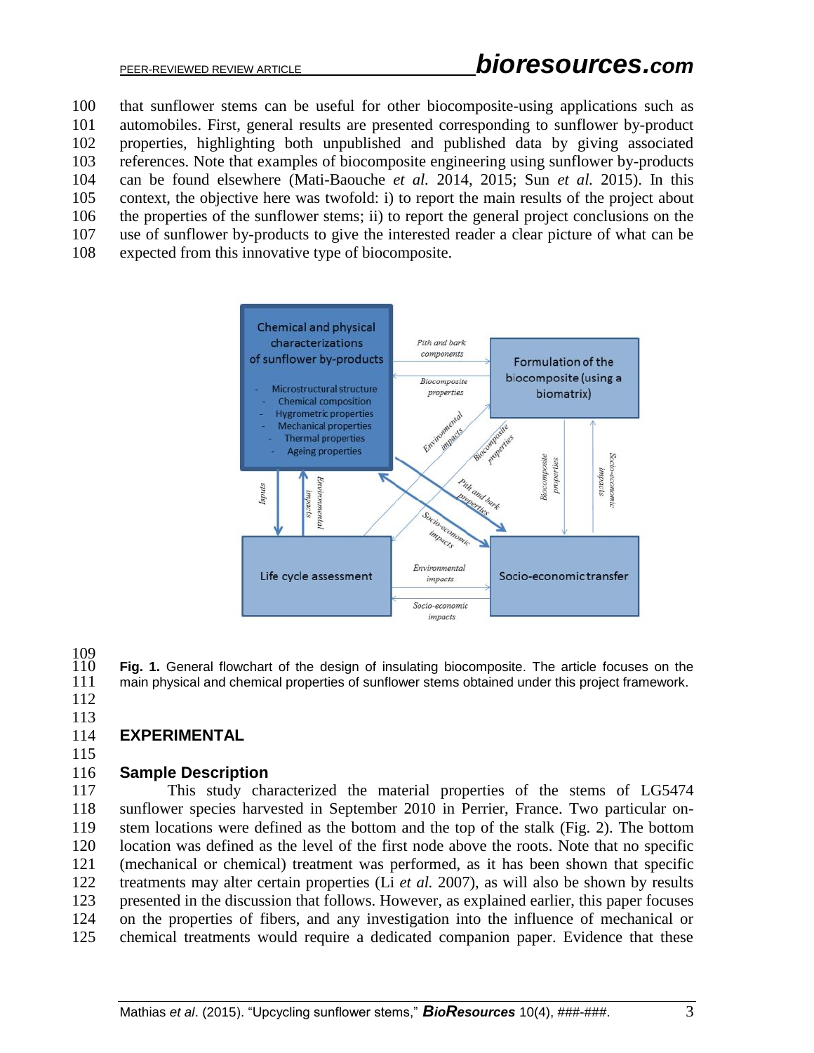that sunflower stems can be useful for other biocomposite-using applications such as automobiles. First, general results are presented corresponding to sunflower by-product properties, highlighting both unpublished and published data by giving associated references. Note that examples of biocomposite engineering using sunflower by-products can be found elsewhere (Mati-Baouche *et al.* 2014, 2015; Sun *et al.* 2015). In this context, the objective here was twofold: i) to report the main results of the project about the properties of the sunflower stems; ii) to report the general project conclusions on the use of sunflower by-products to give the interested reader a clear picture of what can be expected from this innovative type of biocomposite.

**Fig. 1.** General flowchart of the design of insulating biocomposite. The article focuses on the main physical and chemical properties of sunflower stems obtained under this project framework.

## EXPERIMENTAL

### Sample Description

This study characterized the material properties of the stems of LG5474 sunflower species harvested in September 2010 in Perrier, France. Two particular on-stem locations were defined as the bottom and the top of the stalk (Fig. 2). The bottom location was defined as the level of the first node above the roots. Note that no specific (mechanical or chemical) treatment was performed, as it has been shown that specific treatments may alter certain properties (Li *et al.* 2007), as will also be shown by results presented in the discussion that follows. However, as explained earlier, this paper focuses on the properties of fibers, and any investigation into the influence of mechanical or chemical treatments would require a dedicated companion paper. Evidence that these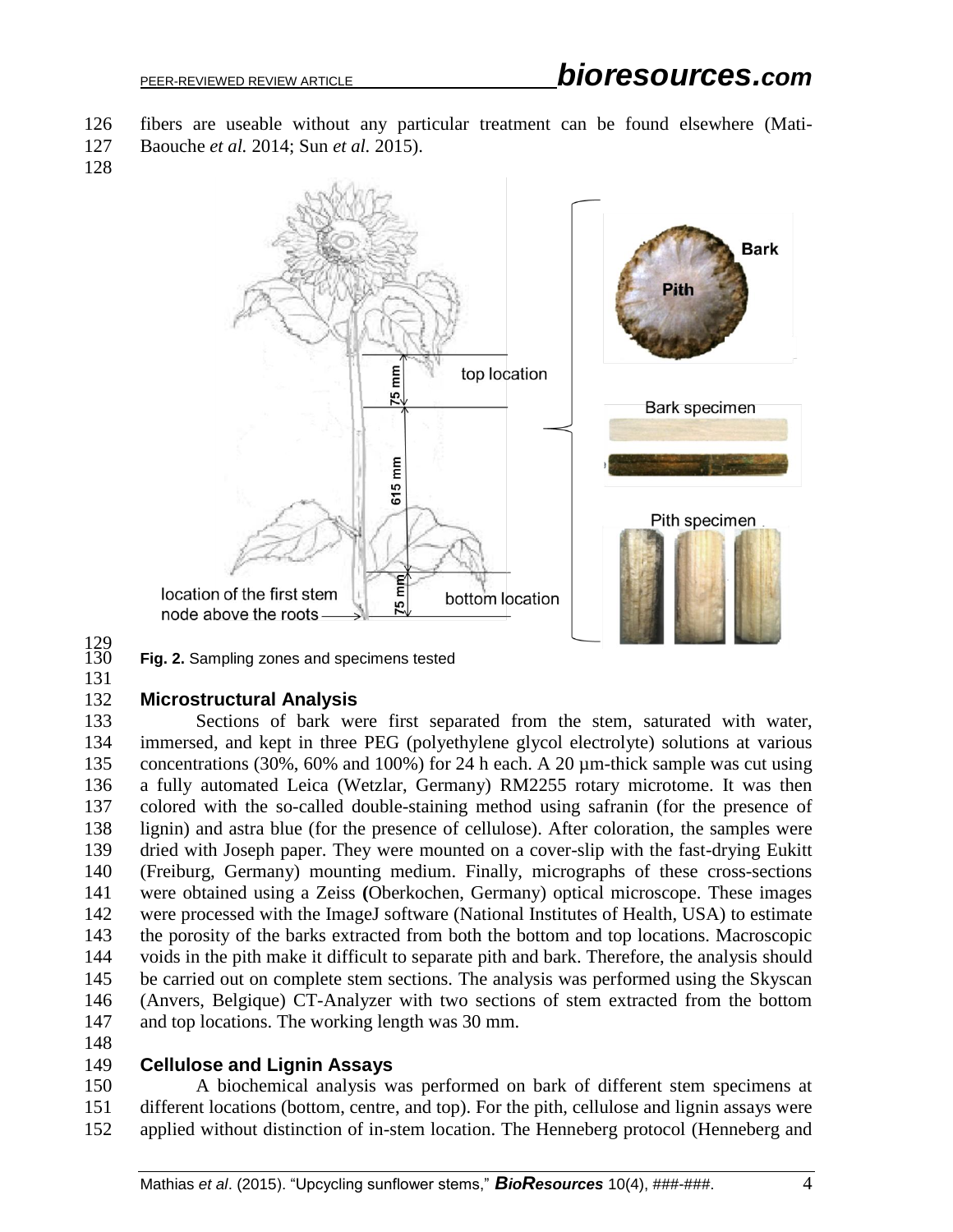fibers are useable without any particular treatment can be found elsewhere (Mati-Baouche *et al.* 2014; Sun *et al.* 2015).

**Fig. 2.** Sampling zones and specimens tested

## Microstructural Analysis

Sections of bark were first separated from the stem, saturated with water, immersed, and kept in three PEG (polyethylene glycol electrolyte) solutions at various concentrations (30%, 60% and 100%) for 24 h each. A 20 µm-thick sample was cut using a fully automated Leica (Wetzlar, Germany) RM2255 rotary microtome. It was then colored with the so-called double-staining method using safranin (for the presence of lignin) and astra blue (for the presence of cellulose). After coloration, the samples were dried with Joseph paper. They were mounted on a cover-slip with the fast-drying Eukitt (Freiburg, Germany) mounting medium. Finally, micrographs of these cross-sections were obtained using a Zeiss (Oberkochen, Germany) optical microscope. These images were processed with the ImageJ software (National Institutes of Health, USA) to estimate the porosity of the barks extracted from both the bottom and top locations. Macroscopic voids in the pith make it difficult to separate pith and bark. Therefore, the analysis should be carried out on complete stem sections. The analysis was performed using the Skyscan (Anvers, Belgique) CT-Analyzer with two sections of stem extracted from the bottom and top locations. The working length was 30 mm.

## Cellulose and Lignin Assays

A biochemical analysis was performed on bark of different stem specimens at different locations (bottom, centre, and top). For the pith, cellulose and lignin assays were applied without distinction of in-stem location. The Henneberg protocol (Henneberg and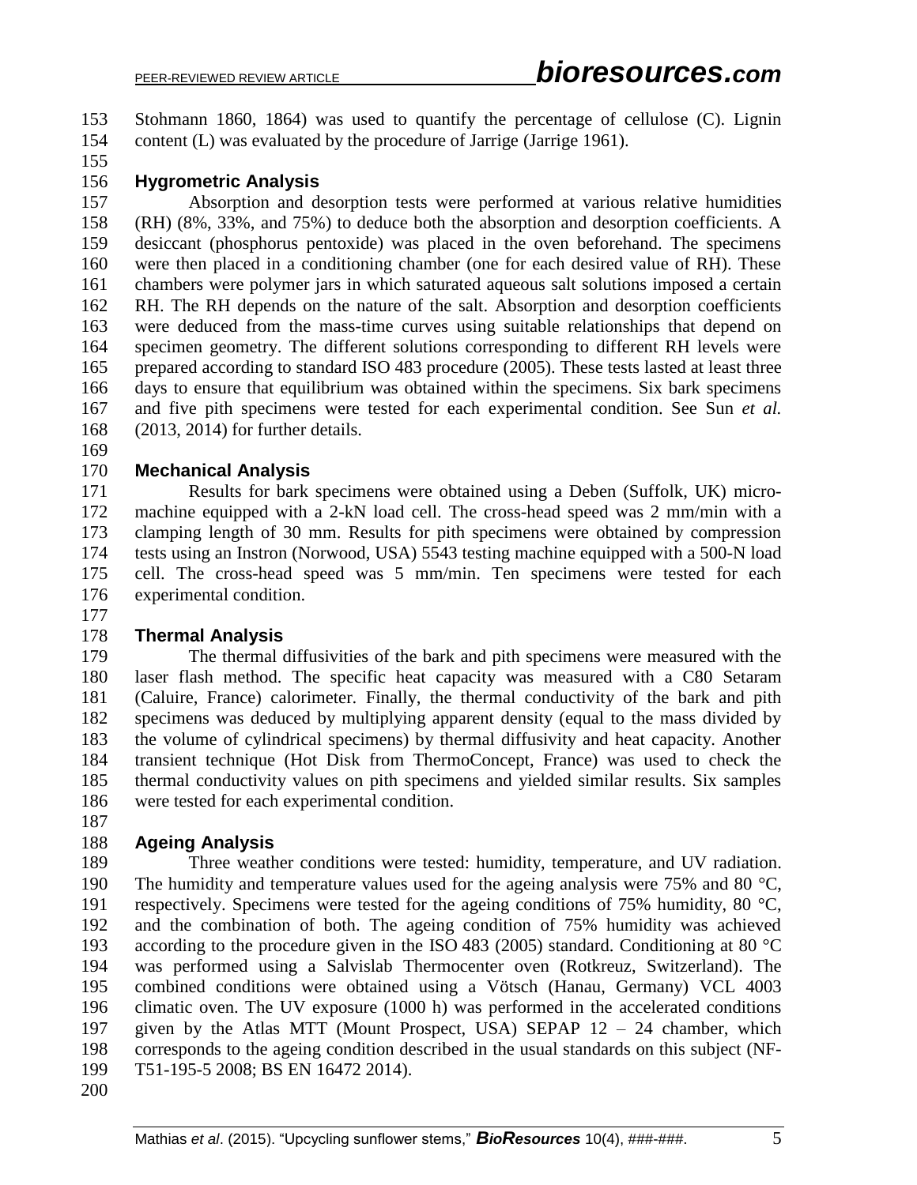Stohmann 1860, 1864) was used to quantify the percentage of cellulose (C). Lignin content (L) was evaluated by the procedure of Jarrige (Jarrige 1961).

### Hygrometric Analysis

Absorption and desorption tests were performed at various relative humidities (RH) (8%, 33%, and 75%) to deduce both the absorption and desorption coefficients. A desiccant (phosphorus pentoxide) was placed in the oven beforehand. The specimens were then placed in a conditioning chamber (one for each desired value of RH). These chambers were polymer jars in which saturated aqueous salt solutions imposed a certain RH. The RH depends on the nature of the salt. Absorption and desorption coefficients were deduced from the mass-time curves using suitable relationships that depend on specimen geometry. The different solutions corresponding to different RH levels were prepared according to standard ISO 483 procedure (2005). These tests lasted at least three days to ensure that equilibrium was obtained within the specimens. Six bark specimens and five pith specimens were tested for each experimental condition. See Sun *et al.* (2013, 2014) for further details.

### Mechanical Analysis

Results for bark specimens were obtained using a Deben (Suffolk, UK) micro-machine equipped with a 2-kN load cell. The cross-head speed was 2 mm/min with a clamping length of 30 mm. Results for pith specimens were obtained by compression tests using an Instron (Norwood, USA) 5543 testing machine equipped with a 500-N load cell. The cross-head speed was 5 mm/min. Ten specimens were tested for each experimental condition.

### Thermal Analysis

The thermal diffusivities of the bark and pith specimens were measured with the laser flash method. The specific heat capacity was measured with a C80 Setaram (Caluire, France) calorimeter. Finally, the thermal conductivity of the bark and pith specimens was deduced by multiplying apparent density (equal to the mass divided by the volume of cylindrical specimens) by thermal diffusivity and heat capacity. Another transient technique (Hot Disk from ThermoConcept, France) was used to check the thermal conductivity values on pith specimens and yielded similar results. Six samples were tested for each experimental condition.

### Ageing Analysis

Three weather conditions were tested: humidity, temperature, and UV radiation. The humidity and temperature values used for the ageing analysis were 75% and 80 °C, respectively. Specimens were tested for the ageing conditions of 75% humidity, 80 °C, and the combination of both. The ageing condition of 75% humidity was achieved according to the procedure given in the ISO 483 (2005) standard. Conditioning at 80 °C was performed using a Salvislab Thermocenter oven (Rotkreuz, Switzerland). The combined conditions were obtained using a Vötsch (Hanau, Germany) VCL 4003 climatic oven. The UV exposure (1000 h) was performed in the accelerated conditions given by the Atlas MTT (Mount Prospect, USA) SEPAP 12 – 24 chamber, which corresponds to the ageing condition described in the usual standards on this subject (NF-T51-195-5 2008; BS EN 16472 2014).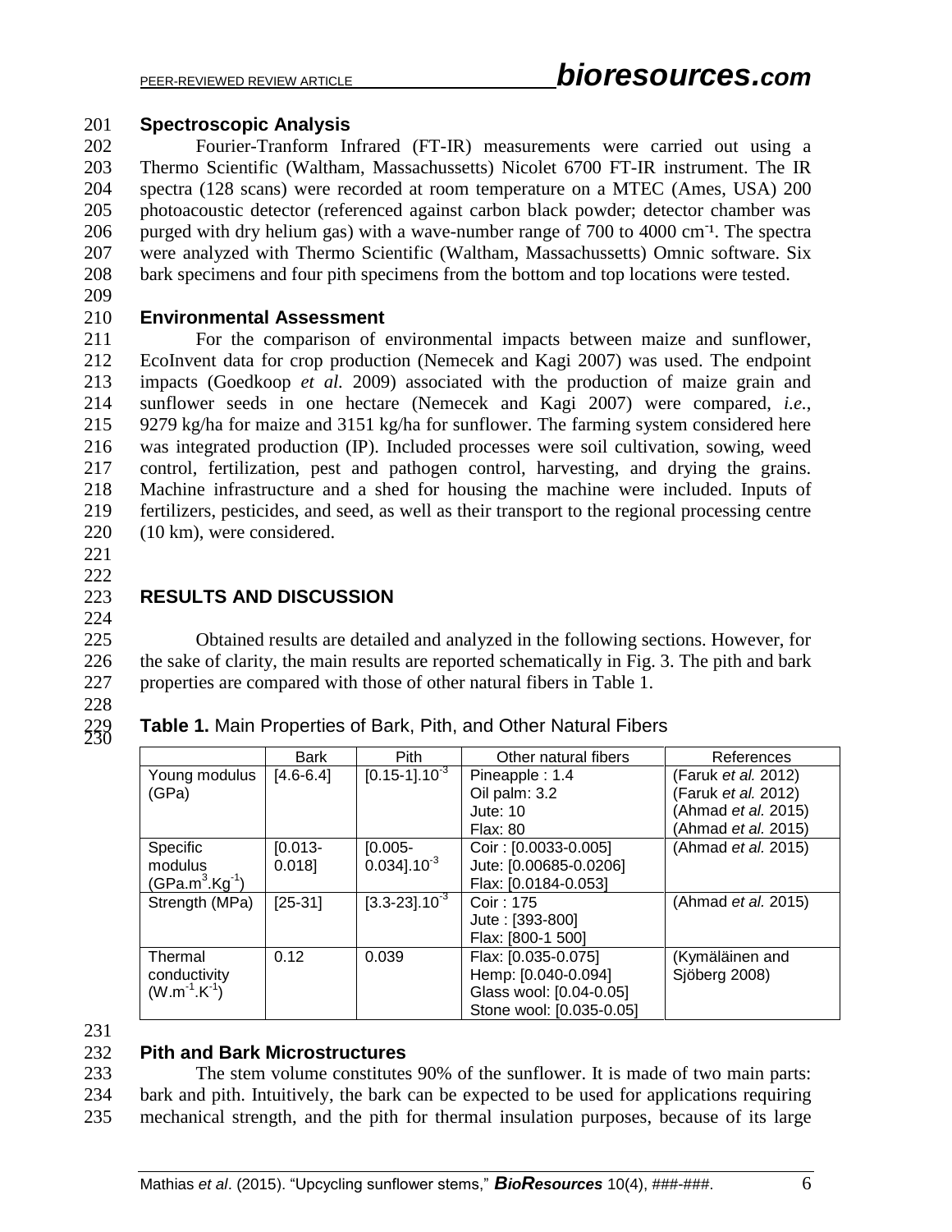### Spectroscopic Analysis

Fourier-Tranform Infrared (FT-IR) measurements were carried out using a Thermo Scientific (Waltham, Massachussetts) Nicolet 6700 FT-IR instrument. The IR spectra (128 scans) were recorded at room temperature on a MTEC (Ames, USA) 200 photoacoustic detector (referenced against carbon black powder; detector chamber was purged with dry helium gas) with a wave-number range of 700 to 4000 $cm^{-1}$. The spectra were analyzed with Thermo Scientific (Waltham, Massachussetts) Omnic software. Six bark specimens and four pith specimens from the bottom and top locations were tested.

### Environmental Assessment

For the comparison of environmental impacts between maize and sunflower, EcoInvent data for crop production (Nemecek and Kagi 2007) was used. The endpoint impacts (Goedkoop *et al*. 2009) associated with the production of maize grain and sunflower seeds in one hectare (Nemecek and Kagi 2007) were compared, *i.e.*, 9279 kg/ha for maize and 3151 kg/ha for sunflower. The farming system considered here was integrated production (IP). Included processes were soil cultivation, sowing, weed control, fertilization, pest and pathogen control, harvesting, and drying the grains. Machine infrastructure and a shed for housing the machine were included. Inputs of fertilizers, pesticides, and seed, as well as their transport to the regional processing centre (10 km), were considered.

## RESULTS AND DISCUSSION

Obtained results are detailed and analyzed in the following sections. However, for the sake of clarity, the main results are reported schematically in Fig. 3. The pith and bark properties are compared with those of other natural fibers in Table 1.

**Table 1.** Main Properties of Bark, Pith, and Other Natural Fibers

| | Bark | Pith | Other natural fibers | References |
|---|---|---|---|---|
| Young modulus (GPa) | [4.6-6.4] | $[0.15\text{-}1].10^{-3}$ | Pineapple : 1.4<br>Oil palm: 3.2<br>Jute: 10<br>Flax: 80 | (Faruk *et al.* 2012)<br>(Faruk *et al.* 2012)<br>(Ahmad *et al.* 2015)<br>(Ahmad *et al.* 2015) |
| Specific modulus ($GPa.m^3.Kg^{-1}$) | [0.013-0.018] | $[0.005\text{-}0.034].10^{-3}$ | Coir : [0.0033-0.005]<br>Jute: [0.00685-0.0206]<br>Flax: [0.0184-0.053] | (Ahmad *et al.* 2015) |
| Strength (MPa) | [25-31] | $[3.3\text{-}23].10^{-3}$ | Coir : 175<br>Jute : [393-800]<br>Flax: [800-1 500] | (Ahmad *et al.* 2015) |
| Thermal conductivity ($W.m^{-1}.K^{-1}$) | 0.12 | 0.039 | Flax: [0.035-0.075]<br>Hemp: [0.040-0.094]<br>Glass wool: [0.04-0.05]<br>Stone wool: [0.035-0.05] | (Kymäläinen and Sjöberg 2008) |

### Pith and Bark Microstructures

The stem volume constitutes 90% of the sunflower. It is made of two main parts: bark and pith. Intuitively, the bark can be expected to be used for applications requiring mechanical strength, and the pith for thermal insulation purposes, because of its large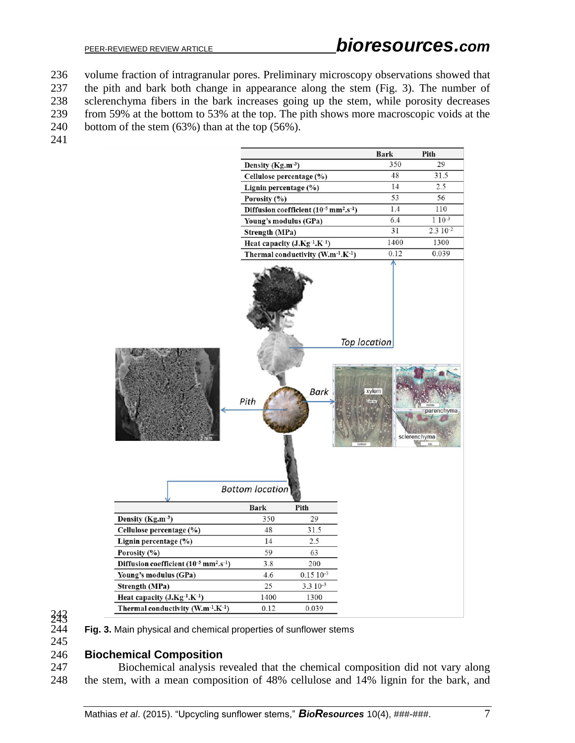volume fraction of intragranular pores. Preliminary microscopy observations showed that the pith and bark both change in appearance along the stem (Fig. 3). The number of sclerenchyma fibers in the bark increases going up the stem, while porosity decreases from 59% at the bottom to 53% at the top. The pith shows more macroscopic voids at the bottom of the stem (63%) than at the top (56%).

**Top location**

| | Bark | Pith |
|---|---|---|
| Density ($Kg.m^{-3}$) | 350 | 29 |
| Cellulose percentage (%) | 48 | 31.5 |
| Lignin percentage (%) | 14 | 2.5 |
| Porosity (%) | 53 | 56 |
| Diffusion coefficient ($10^{-5}$ $mm^2.s^{-1}$) | 1.4 | 110 |
| Young's modulus (GPa) | 6.4 | $1\ 10^{-3}$ |
| Strength (MPa) | 31 | $2.3\ 10^{-2}$ |
| Heat capacity ($J.Kg^{-1}.K^{-1}$) | 1400 | 1300 |
| Thermal conductivity ($W.m^{-1}.K^{-1}$) | 0.12 | 0.039 |

**Bottom location**

| | Bark | Pith |
|---|---|---|
| Density ($Kg.m^{-3}$) | 350 | 29 |
| Cellulose percentage (%) | 48 | 31.5 |
| Lignin percentage (%) | 14 | 2.5 |
| Porosity (%) | 59 | 63 |
| Diffusion coefficient ($10^{-5}$ $mm^2.s^{-1}$) | 3.8 | 200 |
| Young's modulus (GPa) | 4.6 | $0.15\ 10^{-3}$ |
| Strength (MPa) | 25 | $3.3\ 10^{-3}$ |
| Heat capacity ($J.Kg^{-1}.K^{-1}$) | 1400 | 1300 |
| Thermal conductivity ($W.m^{-1}.K^{-1}$) | 0.12 | 0.039 |

**Fig. 3.** Main physical and chemical properties of sunflower stems

## Biochemical Composition

Biochemical analysis revealed that the chemical composition did not vary along the stem, with a mean composition of 48% cellulose and 14% lignin for the bark, and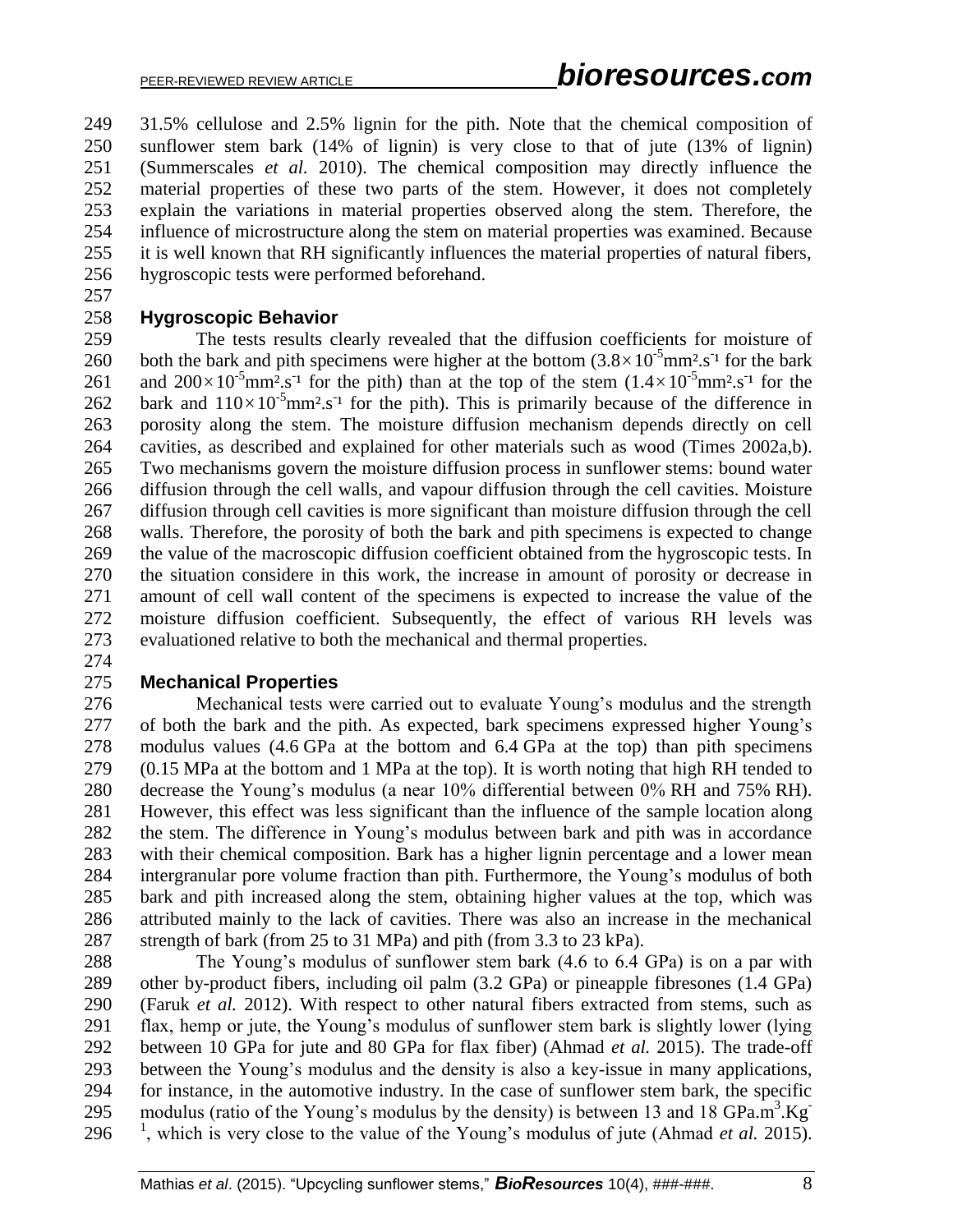31.5% cellulose and 2.5% lignin for the pith. Note that the chemical composition of sunflower stem bark (14% of lignin) is very close to that of jute (13% of lignin) (Summerscales *et al.* 2010). The chemical composition may directly influence the material properties of these two parts of the stem. However, it does not completely explain the variations in material properties observed along the stem. Therefore, the influence of microstructure along the stem on material properties was examined. Because it is well known that RH significantly influences the material properties of natural fibers, hygroscopic tests were performed beforehand.

## Hygroscopic Behavior

The tests results clearly revealed that the diffusion coefficients for moisture of both the bark and pith specimens were higher at the bottom ($3.8\times10^{-5}$mm².s$^{-1}$ for the bark and $200\times10^{-5}$mm².s$^{-1}$ for the pith) than at the top of the stem ($1.4\times10^{-5}$mm².s$^{-1}$ for the bark and $110\times10^{-5}$mm².s$^{-1}$ for the pith). This is primarily because of the difference in porosity along the stem. The moisture diffusion mechanism depends directly on cell cavities, as described and explained for other materials such as wood (Times 2002a,b). Two mechanisms govern the moisture diffusion process in sunflower stems: bound water diffusion through the cell walls, and vapour diffusion through the cell cavities. Moisture diffusion through cell cavities is more significant than moisture diffusion through the cell walls. Therefore, the porosity of both the bark and pith specimens is expected to change the value of the macroscopic diffusion coefficient obtained from the hygroscopic tests. In the situation considere in this work, the increase in amount of porosity or decrease in amount of cell wall content of the specimens is expected to increase the value of the moisture diffusion coefficient. Subsequently, the effect of various RH levels was evaluationed relative to both the mechanical and thermal properties.

## Mechanical Properties

Mechanical tests were carried out to evaluate Young's modulus and the strength of both the bark and the pith. As expected, bark specimens expressed higher Young's modulus values (4.6 GPa at the bottom and 6.4 GPa at the top) than pith specimens (0.15 MPa at the bottom and 1 MPa at the top). It is worth noting that high RH tended to decrease the Young's modulus (a near 10% differential between 0% RH and 75% RH). However, this effect was less significant than the influence of the sample location along the stem. The difference in Young's modulus between bark and pith was in accordance with their chemical composition. Bark has a higher lignin percentage and a lower mean intergranular pore volume fraction than pith. Furthermore, the Young's modulus of both bark and pith increased along the stem, obtaining higher values at the top, which was attributed mainly to the lack of cavities. There was also an increase in the mechanical strength of bark (from 25 to 31 MPa) and pith (from 3.3 to 23 kPa).

The Young's modulus of sunflower stem bark (4.6 to 6.4 GPa) is on a par with other by-product fibers, including oil palm (3.2 GPa) or pineapple fibresones (1.4 GPa) (Faruk *et al.* 2012). With respect to other natural fibers extracted from stems, such as flax, hemp or jute, the Young's modulus of sunflower stem bark is slightly lower (lying between 10 GPa for jute and 80 GPa for flax fiber) (Ahmad *et al.* 2015). The trade-off between the Young's modulus and the density is also a key-issue in many applications, for instance, in the automotive industry. In the case of sunflower stem bark, the specific modulus (ratio of the Young's modulus by the density) is between 13 and 18 GPa.m$^3$.Kg$^{-1}$, which is very close to the value of the Young's modulus of jute (Ahmad *et al.* 2015).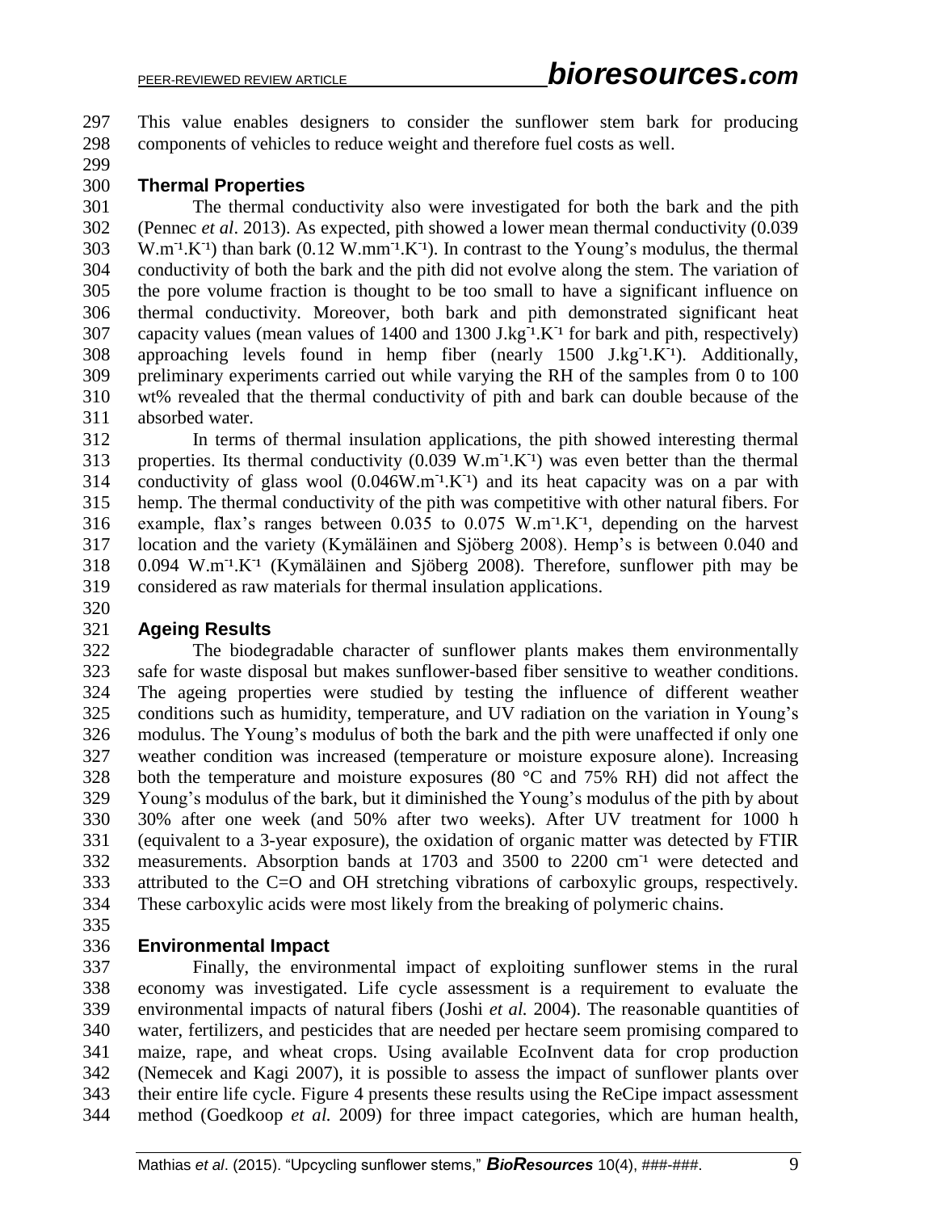This value enables designers to consider the sunflower stem bark for producing components of vehicles to reduce weight and therefore fuel costs as well.

### Thermal Properties

The thermal conductivity also were investigated for both the bark and the pith (Pennec *et al*. 2013). As expected, pith showed a lower mean thermal conductivity (0.039 $W.m^{-1}.K^{-1}$) than bark (0.12 $W.mm^{-1}.K^{-1}$). In contrast to the Young's modulus, the thermal conductivity of both the bark and the pith did not evolve along the stem. The variation of the pore volume fraction is thought to be too small to have a significant influence on thermal conductivity. Moreover, both bark and pith demonstrated significant heat capacity values (mean values of 1400 and 1300 $J.kg^{-1}.K^{-1}$ for bark and pith, respectively) approaching levels found in hemp fiber (nearly 1500 $J.kg^{-1}.K^{-1}$). Additionally, preliminary experiments carried out while varying the RH of the samples from 0 to 100 wt% revealed that the thermal conductivity of pith and bark can double because of the absorbed water.

In terms of thermal insulation applications, the pith showed interesting thermal properties. Its thermal conductivity (0.039 $W.m^{-1}.K^{-1}$) was even better than the thermal conductivity of glass wool (0.046$W.m^{-1}.K^{-1}$) and its heat capacity was on a par with hemp. The thermal conductivity of the pith was competitive with other natural fibers. For example, flax's ranges between 0.035 to 0.075 $W.m^{-1}.K^{-1}$, depending on the harvest location and the variety (Kymäläinen and Sjöberg 2008). Hemp's is between 0.040 and 0.094 $W.m^{-1}.K^{-1}$ (Kymäläinen and Sjöberg 2008). Therefore, sunflower pith may be considered as raw materials for thermal insulation applications.

### Ageing Results

The biodegradable character of sunflower plants makes them environmentally safe for waste disposal but makes sunflower-based fiber sensitive to weather conditions. The ageing properties were studied by testing the influence of different weather conditions such as humidity, temperature, and UV radiation on the variation in Young's modulus. The Young's modulus of both the bark and the pith were unaffected if only one weather condition was increased (temperature or moisture exposure alone). Increasing both the temperature and moisture exposures (80 °C and 75% RH) did not affect the Young's modulus of the bark, but it diminished the Young's modulus of the pith by about 30% after one week (and 50% after two weeks). After UV treatment for 1000 h (equivalent to a 3-year exposure), the oxidation of organic matter was detected by FTIR measurements. Absorption bands at 1703 and 3500 to 2200 $cm^{-1}$ were detected and attributed to the C=O and OH stretching vibrations of carboxylic groups, respectively. These carboxylic acids were most likely from the breaking of polymeric chains.

### Environmental Impact

Finally, the environmental impact of exploiting sunflower stems in the rural economy was investigated. Life cycle assessment is a requirement to evaluate the environmental impacts of natural fibers (Joshi *et al.* 2004). The reasonable quantities of water, fertilizers, and pesticides that are needed per hectare seem promising compared to maize, rape, and wheat crops. Using available EcoInvent data for crop production (Nemecek and Kagi 2007), it is possible to assess the impact of sunflower plants over their entire life cycle. Figure 4 presents these results using the ReCipe impact assessment method (Goedkoop *et al.* 2009) for three impact categories, which are human health,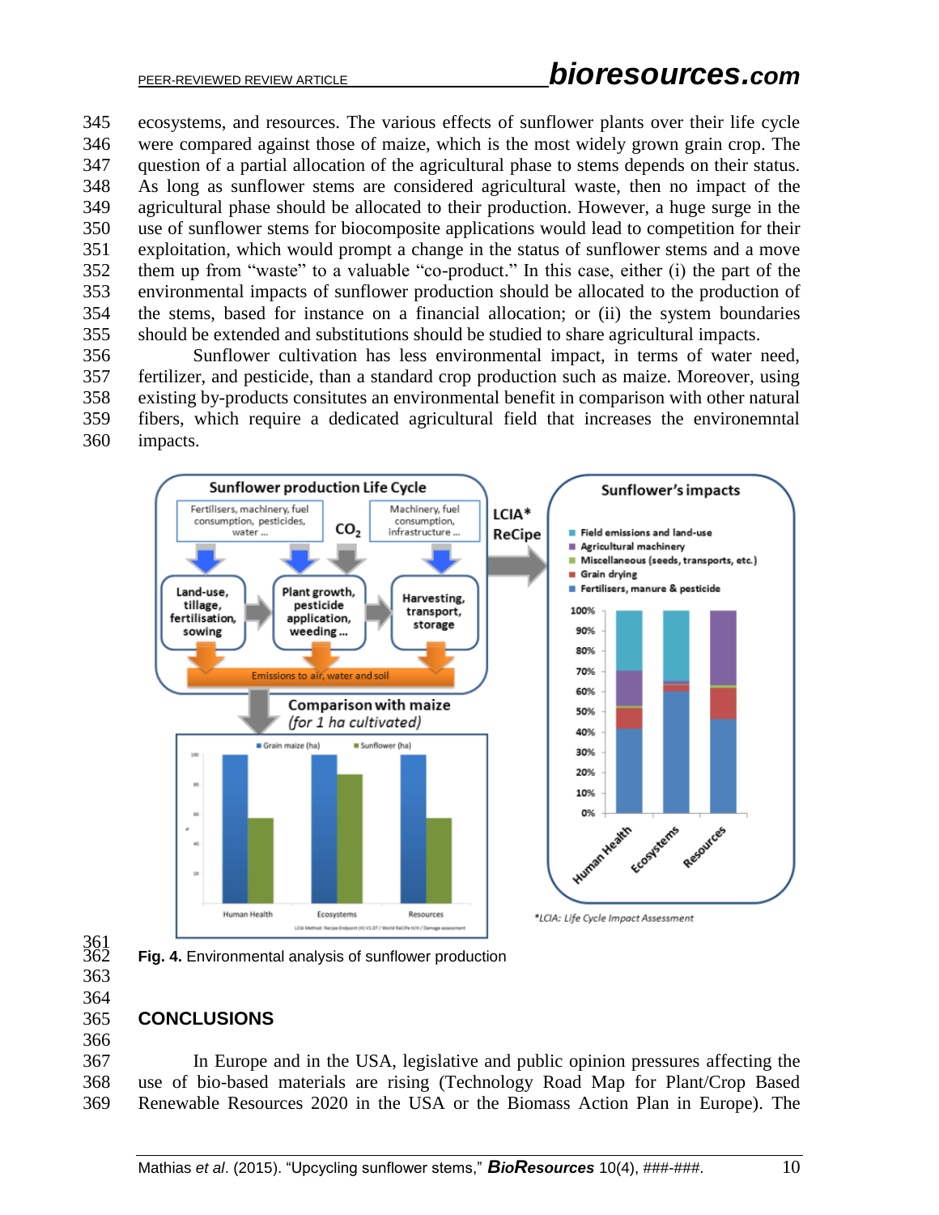ecosystems, and resources. The various effects of sunflower plants over their life cycle were compared against those of maize, which is the most widely grown grain crop. The question of a partial allocation of the agricultural phase to stems depends on their status. As long as sunflower stems are considered agricultural waste, then no impact of the agricultural phase should be allocated to their production. However, a huge surge in the use of sunflower stems for biocomposite applications would lead to competition for their exploitation, which would prompt a change in the status of sunflower stems and a move them up from "waste" to a valuable "co-product." In this case, either (i) the part of the environmental impacts of sunflower production should be allocated to the production of the stems, based for instance on a financial allocation; or (ii) the system boundaries should be extended and substitutions should be studied to share agricultural impacts.

Sunflower cultivation has less environmental impact, in terms of water need, fertilizer, and pesticide, than a standard crop production such as maize. Moreover, using existing by-products consitutes an environmental benefit in comparison with other natural fibers, which require a dedicated agricultural field that increases the environemntal impacts.

**Fig. 4.** Environmental analysis of sunflower production

## CONCLUSIONS

In Europe and in the USA, legislative and public opinion pressures affecting the use of bio-based materials are rising (Technology Road Map for Plant/Crop Based Renewable Resources 2020 in the USA or the Biomass Action Plan in Europe). The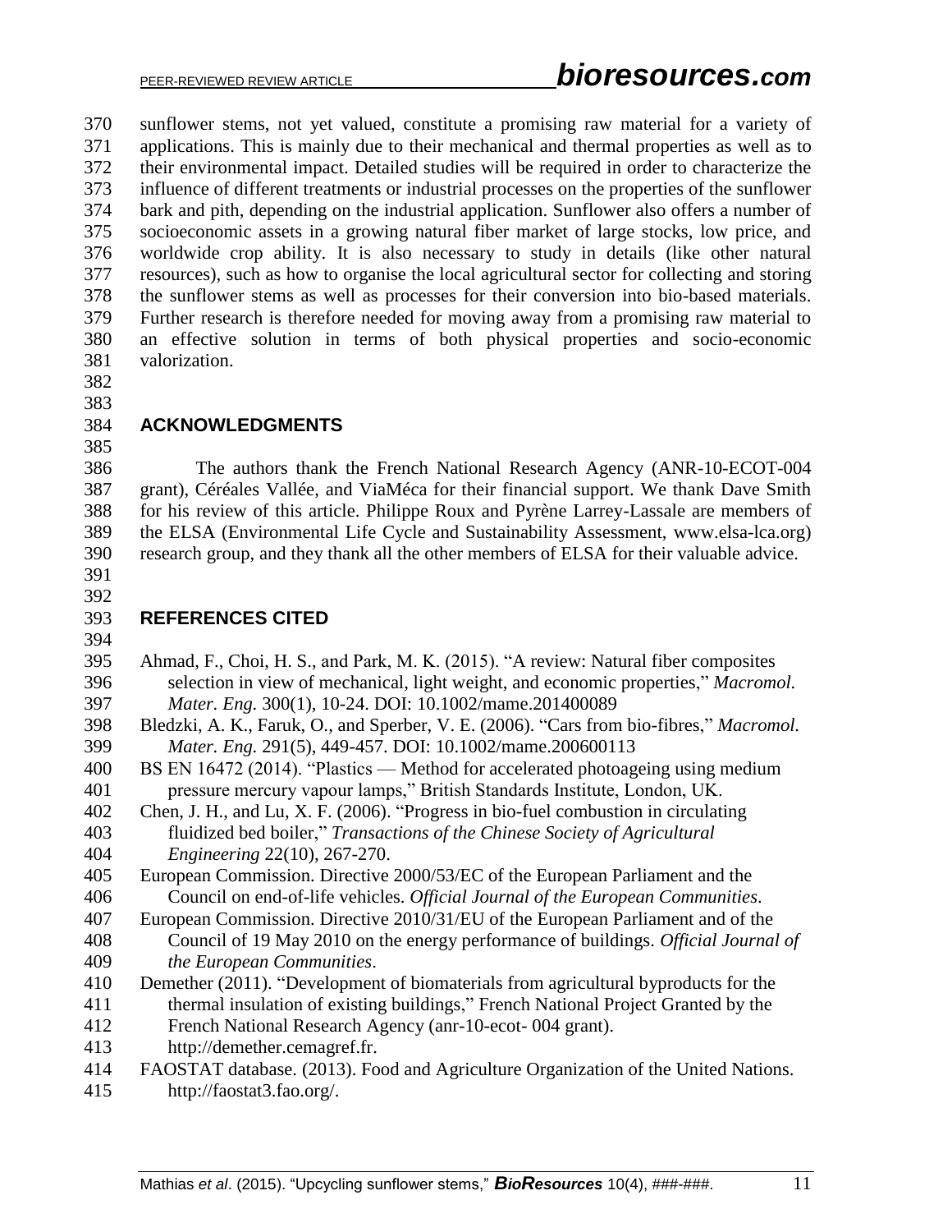sunflower stems, not yet valued, constitute a promising raw material for a variety of applications. This is mainly due to their mechanical and thermal properties as well as to their environmental impact. Detailed studies will be required in order to characterize the influence of different treatments or industrial processes on the properties of the sunflower bark and pith, depending on the industrial application. Sunflower also offers a number of socioeconomic assets in a growing natural fiber market of large stocks, low price, and worldwide crop ability. It is also necessary to study in details (like other natural resources), such as how to organise the local agricultural sector for collecting and storing the sunflower stems as well as processes for their conversion into bio-based materials. Further research is therefore needed for moving away from a promising raw material to an effective solution in terms of both physical properties and socio-economic valorization.

## ACKNOWLEDGMENTS

The authors thank the French National Research Agency (ANR-10-ECOT-004 grant), Céréales Vallée, and ViaMéca for their financial support. We thank Dave Smith for his review of this article. Philippe Roux and Pyrène Larrey-Lassale are members of the ELSA (Environmental Life Cycle and Sustainability Assessment, www.elsa-lca.org) research group, and they thank all the other members of ELSA for their valuable advice.

## REFERENCES CITED

Ahmad, F., Choi, H. S., and Park, M. K. (2015). "A review: Natural fiber composites selection in view of mechanical, light weight, and economic properties," *Macromol. Mater. Eng.* 300(1), 10-24. DOI: 10.1002/mame.201400089

Bledzki, A. K., Faruk, O., and Sperber, V. E. (2006). "Cars from bio-fibres," *Macromol. Mater. Eng.* 291(5), 449-457. DOI: 10.1002/mame.200600113

BS EN 16472 (2014). "Plastics — Method for accelerated photoageing using medium pressure mercury vapour lamps," British Standards Institute, London, UK.

Chen, J. H., and Lu, X. F. (2006). "Progress in bio-fuel combustion in circulating fluidized bed boiler," *Transactions of the Chinese Society of Agricultural Engineering* 22(10), 267-270.

European Commission. Directive 2000/53/EC of the European Parliament and the Council on end-of-life vehicles. *Official Journal of the European Communities*.

European Commission. Directive 2010/31/EU of the European Parliament and of the Council of 19 May 2010 on the energy performance of buildings. *Official Journal of the European Communities*.

Demether (2011). "Development of biomaterials from agricultural byproducts for the thermal insulation of existing buildings," French National Project Granted by the French National Research Agency (anr-10-ecot- 004 grant). http://demether.cemagref.fr.

FAOSTAT database. (2013). Food and Agriculture Organization of the United Nations. http://faostat3.fao.org/.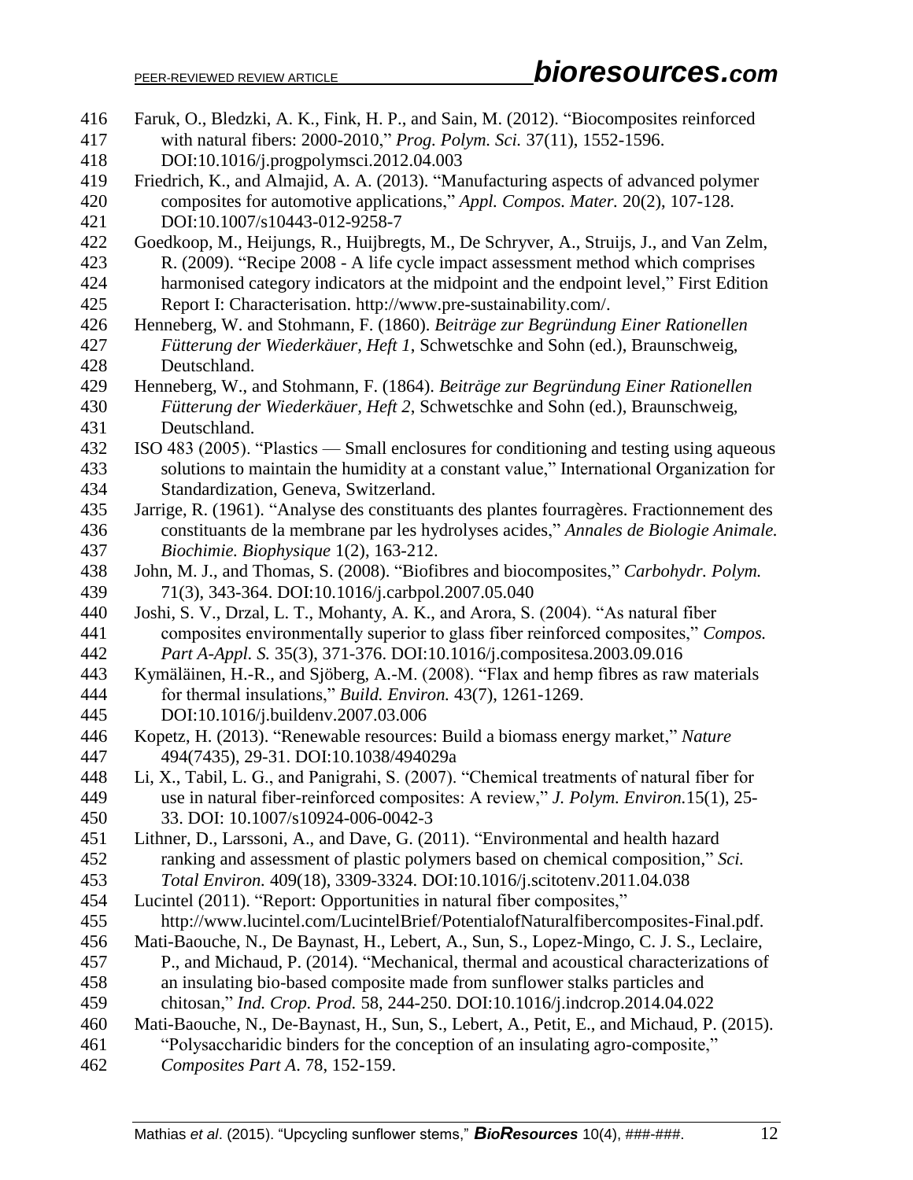Faruk, O., Bledzki, A. K., Fink, H. P., and Sain, M. (2012). "Biocomposites reinforced with natural fibers: 2000-2010," *Prog. Polym. Sci.* 37(11), 1552-1596. DOI:10.1016/j.progpolymsci.2012.04.003

Friedrich, K., and Almajid, A. A. (2013). "Manufacturing aspects of advanced polymer composites for automotive applications," *Appl. Compos. Mater.* 20(2), 107-128. DOI:10.1007/s10443-012-9258-7

Goedkoop, M., Heijungs, R., Huijbregts, M., De Schryver, A., Struijs, J., and Van Zelm, R. (2009). "Recipe 2008 - A life cycle impact assessment method which comprises harmonised category indicators at the midpoint and the endpoint level," First Edition Report I: Characterisation. http://www.pre-sustainability.com/.

Henneberg, W. and Stohmann, F. (1860). *Beiträge zur Begründung Einer Rationellen Fütterung der Wiederkäuer, Heft 1*, Schwetschke and Sohn (ed.), Braunschweig, Deutschland.

Henneberg, W., and Stohmann, F. (1864). *Beiträge zur Begründung Einer Rationellen Fütterung der Wiederkäuer, Heft 2*, Schwetschke and Sohn (ed.), Braunschweig, Deutschland.

ISO 483 (2005). "Plastics — Small enclosures for conditioning and testing using aqueous solutions to maintain the humidity at a constant value," International Organization for Standardization, Geneva, Switzerland.

Jarrige, R. (1961). "Analyse des constituants des plantes fourragères. Fractionnement des constituants de la membrane par les hydrolyses acides," *Annales de Biologie Animale. Biochimie. Biophysique* 1(2), 163-212.

John, M. J., and Thomas, S. (2008). "Biofibres and biocomposites," *Carbohydr. Polym.* 71(3), 343-364. DOI:10.1016/j.carbpol.2007.05.040

Joshi, S. V., Drzal, L. T., Mohanty, A. K., and Arora, S. (2004). "As natural fiber composites environmentally superior to glass fiber reinforced composites," *Compos. Part A-Appl. S.* 35(3), 371-376. DOI:10.1016/j.compositesa.2003.09.016

Kymäläinen, H.-R., and Sjöberg, A.-M. (2008). "Flax and hemp fibres as raw materials for thermal insulations," *Build. Environ.* 43(7), 1261-1269. DOI:10.1016/j.buildenv.2007.03.006

Kopetz, H. (2013). "Renewable resources: Build a biomass energy market," *Nature* 494(7435), 29-31. DOI:10.1038/494029a

Li, X., Tabil, L. G., and Panigrahi, S. (2007). "Chemical treatments of natural fiber for use in natural fiber-reinforced composites: A review," *J. Polym. Environ.*15(1), 25-33. DOI: 10.1007/s10924-006-0042-3

Lithner, D., Larssoni, A., and Dave, G. (2011). "Environmental and health hazard ranking and assessment of plastic polymers based on chemical composition," *Sci. Total Environ.* 409(18), 3309-3324. DOI:10.1016/j.scitotenv.2011.04.038

Lucintel (2011). "Report: Opportunities in natural fiber composites," http://www.lucintel.com/LucintelBrief/PotentialofNaturalfibercomposites-Final.pdf.

Mati-Baouche, N., De Baynast, H., Lebert, A., Sun, S., Lopez-Mingo, C. J. S., Leclaire, P., and Michaud, P. (2014). "Mechanical, thermal and acoustical characterizations of an insulating bio-based composite made from sunflower stalks particles and chitosan," *Ind. Crop. Prod.* 58, 244-250. DOI:10.1016/j.indcrop.2014.04.022

Mati-Baouche, N., De-Baynast, H., Sun, S., Lebert, A., Petit, E., and Michaud, P. (2015). "Polysaccharidic binders for the conception of an insulating agro-composite," *Composites Part A.* 78, 152-159.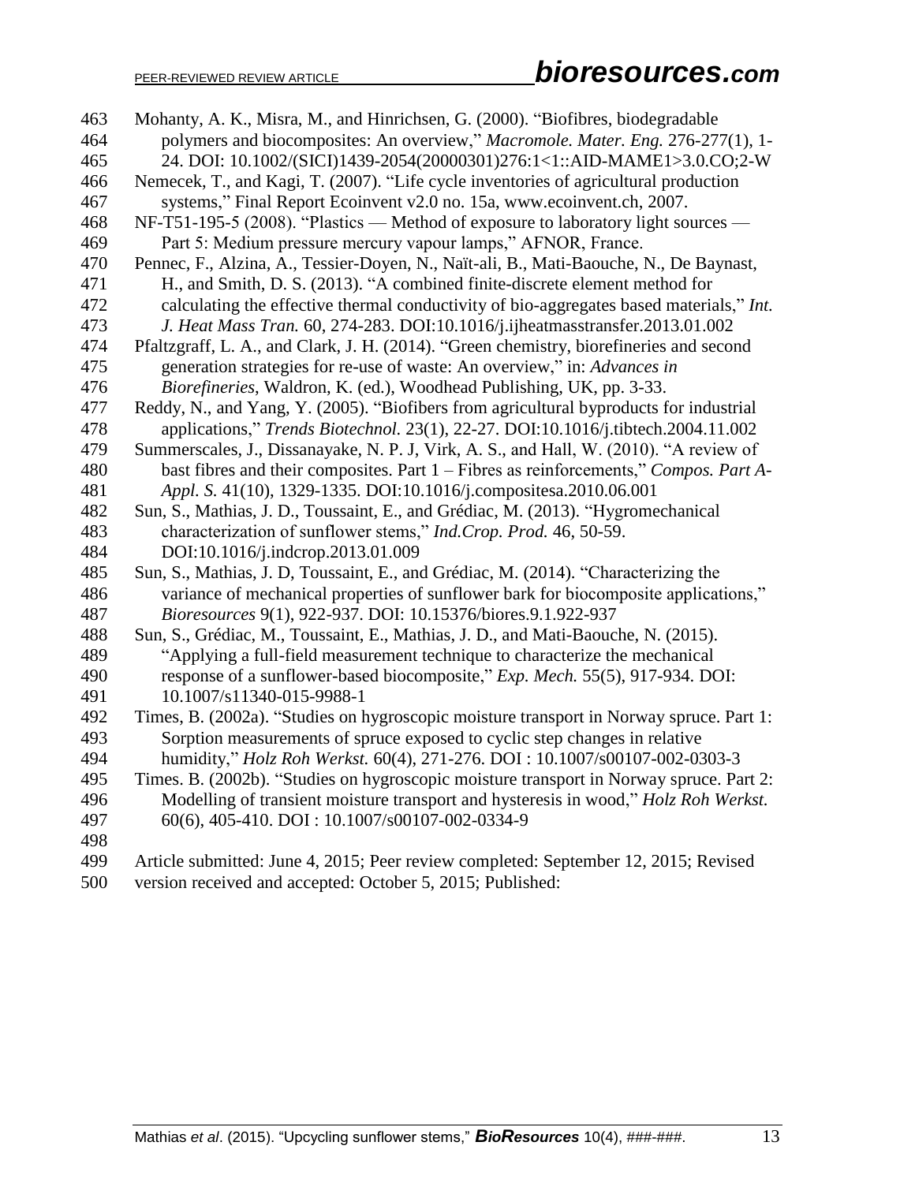Mohanty, A. K., Misra, M., and Hinrichsen, G. (2000). "Biofibres, biodegradable polymers and biocomposites: An overview," *Macromole. Mater. Eng.* 276-277(1), 1-24. DOI: 10.1002/(SICI)1439-2054(20000301)276:1<1::AID-MAME1>3.0.CO;2-W

Nemecek, T., and Kagi, T. (2007). "Life cycle inventories of agricultural production systems," Final Report Ecoinvent v2.0 no. 15a, www.ecoinvent.ch, 2007.

NF-T51-195-5 (2008). "Plastics — Method of exposure to laboratory light sources — Part 5: Medium pressure mercury vapour lamps," AFNOR, France.

Pennec, F., Alzina, A., Tessier-Doyen, N., Naït-ali, B., Mati-Baouche, N., De Baynast, H., and Smith, D. S. (2013). "A combined finite-discrete element method for calculating the effective thermal conductivity of bio-aggregates based materials," *Int. J. Heat Mass Tran.* 60, 274-283. DOI:10.1016/j.ijheatmasstransfer.2013.01.002

Pfaltzgraff, L. A., and Clark, J. H. (2014). "Green chemistry, biorefineries and second generation strategies for re-use of waste: An overview," in: *Advances in Biorefineries*, Waldron, K. (ed.), Woodhead Publishing, UK, pp. 3-33.

Reddy, N., and Yang, Y. (2005). "Biofibers from agricultural byproducts for industrial applications," *Trends Biotechnol.* 23(1), 22-27. DOI:10.1016/j.tibtech.2004.11.002

Summerscales, J., Dissanayake, N. P. J, Virk, A. S., and Hall, W. (2010). "A review of bast fibres and their composites. Part 1 – Fibres as reinforcements," *Compos. Part A-Appl. S.* 41(10), 1329-1335. DOI:10.1016/j.compositesa.2010.06.001

Sun, S., Mathias, J. D., Toussaint, E., and Grédiac, M. (2013). "Hygromechanical characterization of sunflower stems," *Ind.Crop. Prod.* 46, 50-59. DOI:10.1016/j.indcrop.2013.01.009

Sun, S., Mathias, J. D, Toussaint, E., and Grédiac, M. (2014). "Characterizing the variance of mechanical properties of sunflower bark for biocomposite applications," *Bioresources* 9(1), 922-937. DOI: 10.15376/biores.9.1.922-937

Sun, S., Grédiac, M., Toussaint, E., Mathias, J. D., and Mati-Baouche, N. (2015). "Applying a full-field measurement technique to characterize the mechanical response of a sunflower-based biocomposite," *Exp. Mech.* 55(5), 917-934. DOI: 10.1007/s11340-015-9988-1

Times, B. (2002a). "Studies on hygroscopic moisture transport in Norway spruce. Part 1: Sorption measurements of spruce exposed to cyclic step changes in relative humidity," *Holz Roh Werkst.* 60(4), 271-276. DOI : 10.1007/s00107-002-0303-3

Times. B. (2002b). "Studies on hygroscopic moisture transport in Norway spruce. Part 2: Modelling of transient moisture transport and hysteresis in wood," *Holz Roh Werkst.* 60(6), 405-410. DOI : 10.1007/s00107-002-0334-9

Article submitted: June 4, 2015; Peer review completed: September 12, 2015; Revised version received and accepted: October 5, 2015; Published: